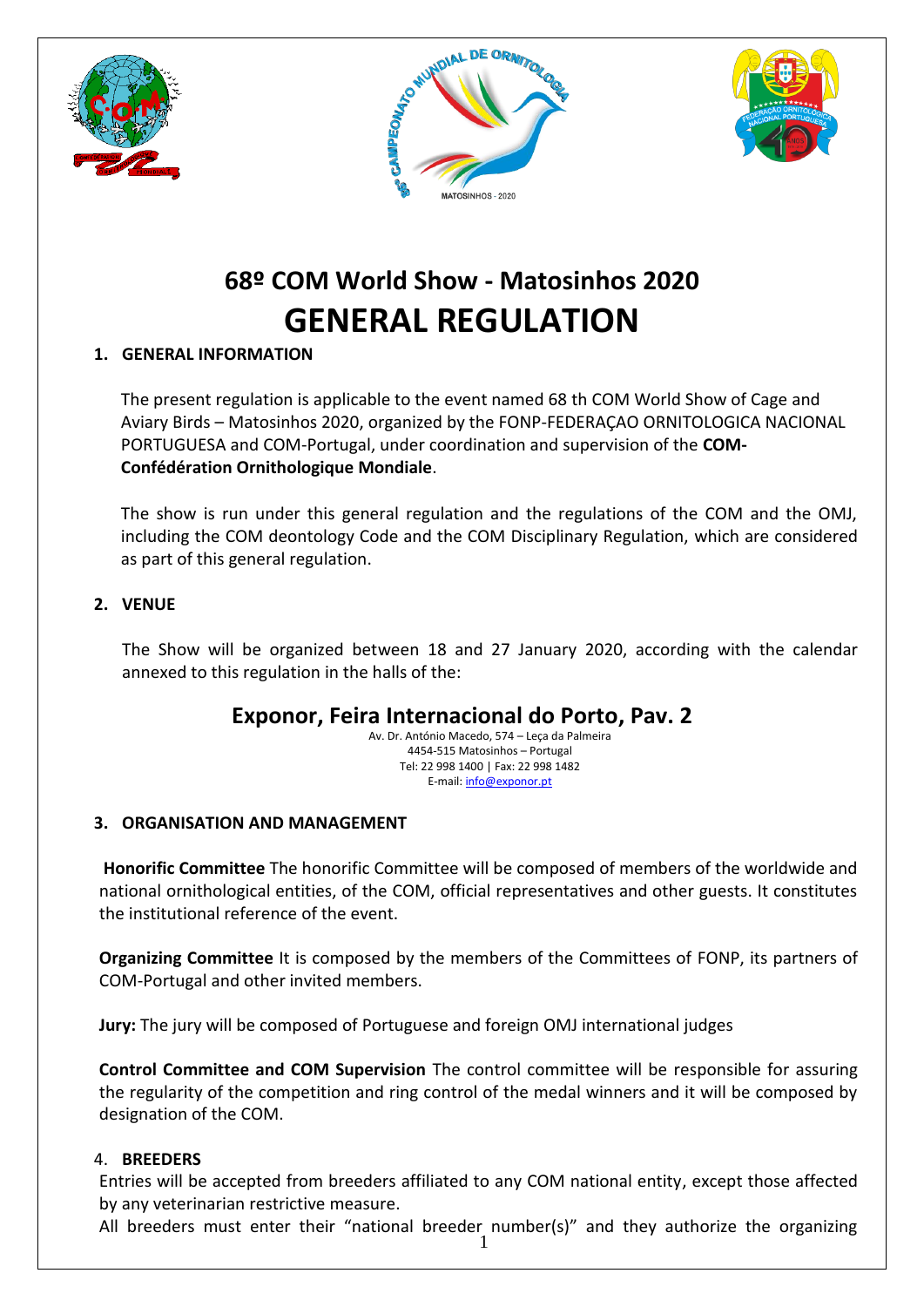# 68º COM World Show - Matosinhos 2020

# GENERAL REGULATION

## 1. GENERAL INFORMATION

The present regulation is applicable to the event named 68 th COM World Show of Cage and Aviary Birds – Matosinhos 2020, organized by the FONP-FEDERAÇAO ORNITOLOGICA NACIONAL PORTUGUESA and COM-Portugal, under coordination and supervision of the **COM-Confédération Ornithologique Mondiale**.

The show is run under this general regulation and the regulations of the COM and the OMJ, including the COM deontology Code and the COM Disciplinary Regulation, which are considered as part of this general regulation.

## 2. VENUE

The Show will be organized between 18 and 27 January 2020, according with the calendar annexed to this regulation in the halls of the:

**Exponor, Feira Internacional do Porto, Pav. 2**

Av. Dr. António Macedo, 574 – Leça da Palmeira
4454-515 Matosinhos – Portugal
Tel: 22 998 1400 | Fax: 22 998 1482
E-mail: info@exponor.pt

## 3. ORGANISATION AND MANAGEMENT

**Honorific Committee** The honorific Committee will be composed of members of the worldwide and national ornithological entities, of the COM, official representatives and other guests. It constitutes the institutional reference of the event.

**Organizing Committee** It is composed by the members of the Committees of FONP, its partners of COM-Portugal and other invited members.

**Jury:** The jury will be composed of Portuguese and foreign OMJ international judges

**Control Committee and COM Supervision** The control committee will be responsible for assuring the regularity of the competition and ring control of the medal winners and it will be composed by designation of the COM.

## 4. BREEDERS

Entries will be accepted from breeders affiliated to any COM national entity, except those affected by any veterinarian restrictive measure.

All breeders must enter their "national breeder number(s)" and they authorize the organizing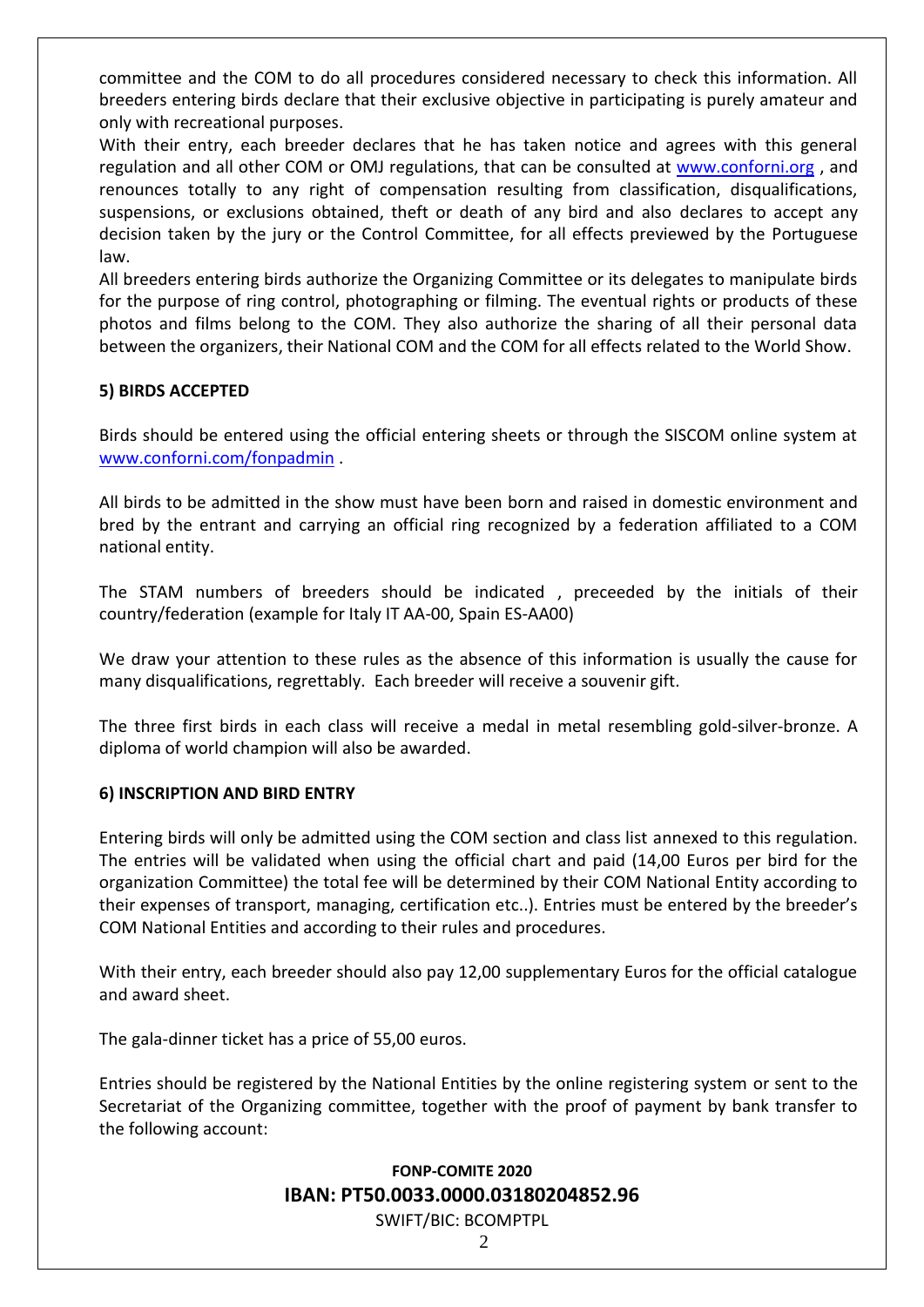committee and the COM to do all procedures considered necessary to check this information. All breeders entering birds declare that their exclusive objective in participating is purely amateur and only with recreational purposes.

With their entry, each breeder declares that he has taken notice and agrees with this general regulation and all other COM or OMJ regulations, that can be consulted at www.conforni.org , and renounces totally to any right of compensation resulting from classification, disqualifications, suspensions, or exclusions obtained, theft or death of any bird and also declares to accept any decision taken by the jury or the Control Committee, for all effects previewed by the Portuguese law.

All breeders entering birds authorize the Organizing Committee or its delegates to manipulate birds for the purpose of ring control, photographing or filming. The eventual rights or products of these photos and films belong to the COM. They also authorize the sharing of all their personal data between the organizers, their National COM and the COM for all effects related to the World Show.

**5) BIRDS ACCEPTED**

Birds should be entered using the official entering sheets or through the SISCOM online system at www.conforni.com/fonpadmin .

All birds to be admitted in the show must have been born and raised in domestic environment and bred by the entrant and carrying an official ring recognized by a federation affiliated to a COM national entity.

The STAM numbers of breeders should be indicated , preceeded by the initials of their country/federation (example for Italy IT AA-00, Spain ES-AA00)

We draw your attention to these rules as the absence of this information is usually the cause for many disqualifications, regrettably. Each breeder will receive a souvenir gift.

The three first birds in each class will receive a medal in metal resembling gold-silver-bronze. A diploma of world champion will also be awarded.

**6) INSCRIPTION AND BIRD ENTRY**

Entering birds will only be admitted using the COM section and class list annexed to this regulation. The entries will be validated when using the official chart and paid (14,00 Euros per bird for the organization Committee) the total fee will be determined by their COM National Entity according to their expenses of transport, managing, certification etc..). Entries must be entered by the breeder's COM National Entities and according to their rules and procedures.

With their entry, each breeder should also pay 12,00 supplementary Euros for the official catalogue and award sheet.

The gala-dinner ticket has a price of 55,00 euros.

Entries should be registered by the National Entities by the online registering system or sent to the Secretariat of the Organizing committee, together with the proof of payment by bank transfer to the following account:

**FONP-COMITE 2020**

**IBAN: PT50.0033.0000.03180204852.96**

SWIFT/BIC: BCOMPTPL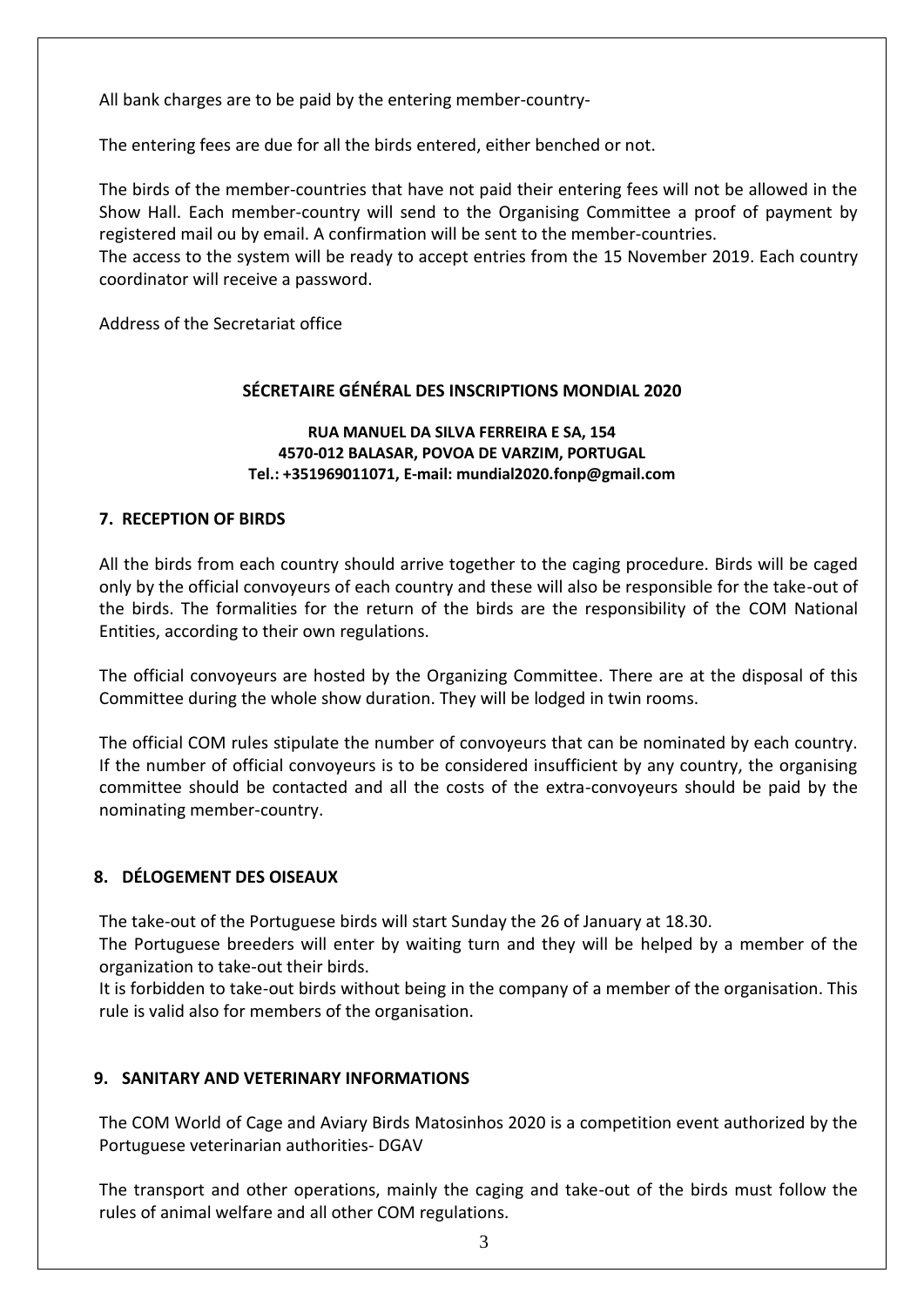All bank charges are to be paid by the entering member-country-

The entering fees are due for all the birds entered, either benched or not.

The birds of the member-countries that have not paid their entering fees will not be allowed in the Show Hall. Each member-country will send to the Organising Committee a proof of payment by registered mail ou by email. A confirmation will be sent to the member-countries.
The access to the system will be ready to accept entries from the 15 November 2019. Each country coordinator will receive a password.

Address of the Secretariat office

**SÉCRETAIRE GÉNÉRAL DES INSCRIPTIONS MONDIAL 2020**

**RUA MANUEL DA SILVA FERREIRA E SA, 154**
**4570-012 BALASAR, POVOA DE VARZIM, PORTUGAL**
**Tel.: +351969011071, E-mail: mundial2020.fonp@gmail.com**

## 7. RECEPTION OF BIRDS

All the birds from each country should arrive together to the caging procedure. Birds will be caged only by the official convoyeurs of each country and these will also be responsible for the take-out of the birds. The formalities for the return of the birds are the responsibility of the COM National Entities, according to their own regulations.

The official convoyeurs are hosted by the Organizing Committee. There are at the disposal of this Committee during the whole show duration. They will be lodged in twin rooms.

The official COM rules stipulate the number of convoyeurs that can be nominated by each country. If the number of official convoyeurs is to be considered insufficient by any country, the organising committee should be contacted and all the costs of the extra-convoyeurs should be paid by the nominating member-country.

## 8. DÉLOGEMENT DES OISEAUX

The take-out of the Portuguese birds will start Sunday the 26 of January at 18.30.
The Portuguese breeders will enter by waiting turn and they will be helped by a member of the organization to take-out their birds.
It is forbidden to take-out birds without being in the company of a member of the organisation. This rule is valid also for members of the organisation.

## 9. SANITARY AND VETERINARY INFORMATIONS

The COM World of Cage and Aviary Birds Matosinhos 2020 is a competition event authorized by the Portuguese veterinarian authorities- DGAV

The transport and other operations, mainly the caging and take-out of the birds must follow the rules of animal welfare and all other COM regulations.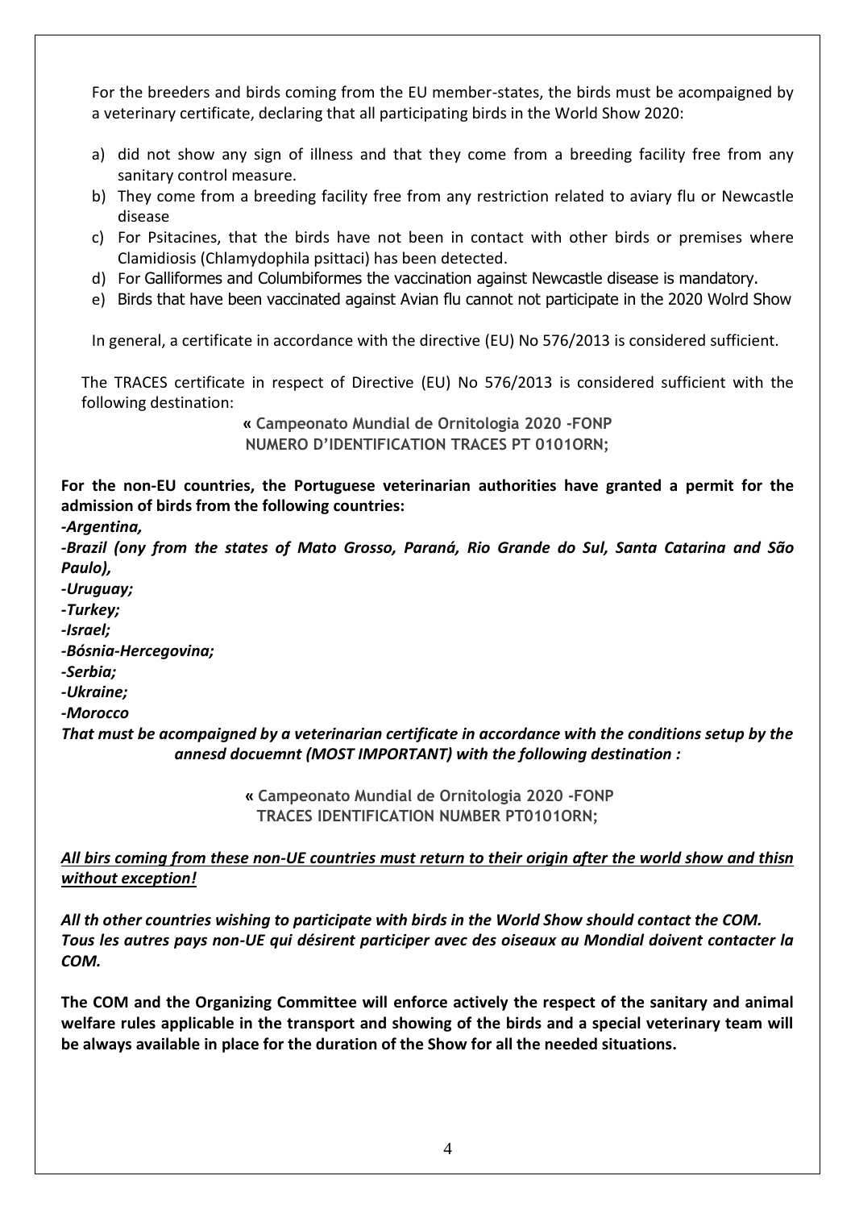For the breeders and birds coming from the EU member-states, the birds must be acompaigned by a veterinary certificate, declaring that all participating birds in the World Show 2020:

a) did not show any sign of illness and that they come from a breeding facility free from any sanitary control measure.
b) They come from a breeding facility free from any restriction related to aviary flu or Newcastle disease
c) For Psitacines, that the birds have not been in contact with other birds or premises where Clamidiosis (Chlamydophila psittaci) has been detected.
d) For Galliformes and Columbiformes the vaccination against Newcastle disease is mandatory.
e) Birds that have been vaccinated against Avian flu cannot not participate in the 2020 Wolrd Show

In general, a certificate in accordance with the directive (EU) No 576/2013 is considered sufficient.

The TRACES certificate in respect of Directive (EU) No 576/2013 is considered sufficient with the following destination:

**«** Campeonato Mundial de Ornitologia 2020 -FONP
NUMERO D'IDENTIFICATION TRACES PT 0101ORN;

**For the non-EU countries, the Portuguese veterinarian authorities have granted a permit for the admission of birds from the following countries:**

***-Argentina,***
***-Brazil (ony from the states of Mato Grosso, Paraná, Rio Grande do Sul, Santa Catarina and São Paulo),***
***-Uruguay;***
***-Turkey;***
***-Israel;***
***-Bósnia-Hercegovina;***
***-Serbia;***
***-Ukraine;***
***-Morocco***

***That must be acompaigned by a veterinarian certificate in accordance with the conditions setup by the annesd docuemnt (MOST IMPORTANT) with the following destination :***

**«** Campeonato Mundial de Ornitologia 2020 -FONP
TRACES IDENTIFICATION NUMBER PT0101ORN;

***All birs coming from these non-UE countries must return to their origin after the world show and thisn without exception!***

***All th other countries wishing to participate with birds in the World Show should contact the COM.***
***Tous les autres pays non-UE qui désirent participer avec des oiseaux au Mondial doivent contacter la COM.***

**The COM and the Organizing Committee will enforce actively the respect of the sanitary and animal welfare rules applicable in the transport and showing of the birds and a special veterinary team will be always available in place for the duration of the Show for all the needed situations.**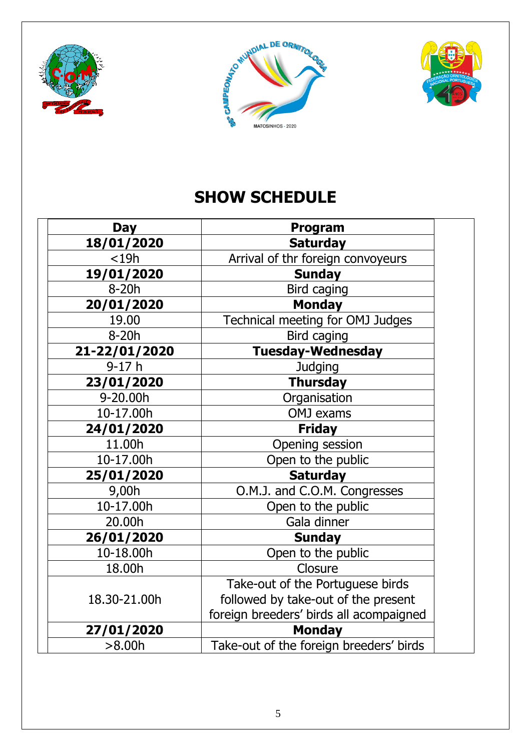# SHOW SCHEDULE

| Day | Program |
|---|---|
| **18/01/2020** | **Saturday** |
| <19h | Arrival of thr foreign convoyeurs |
| **19/01/2020** | **Sunday** |
| 8-20h | Bird caging |
| **20/01/2020** | **Monday** |
| 19.00 | Technical meeting for OMJ Judges |
| 8-20h | Bird caging |
| **21-22/01/2020** | **Tuesday-Wednesday** |
| 9-17 h | Judging |
| **23/01/2020** | **Thursday** |
| 9-20.00h | Organisation |
| 10-17.00h | OMJ exams |
| **24/01/2020** | **Friday** |
| 11.00h | Opening session |
| 10-17.00h | Open to the public |
| **25/01/2020** | **Saturday** |
| 9,00h | O.M.J. and C.O.M. Congresses |
| 10-17.00h | Open to the public |
| 20.00h | Gala dinner |
| **26/01/2020** | **Sunday** |
| 10-18.00h | Open to the public |
| 18.00h | Closure |
| 18.30-21.00h | Take-out of the Portuguese birds followed by take-out of the present foreign breeders' birds all acompaigned |
| **27/01/2020** | **Monday** |
| >8.00h | Take-out of the foreign breeders' birds |